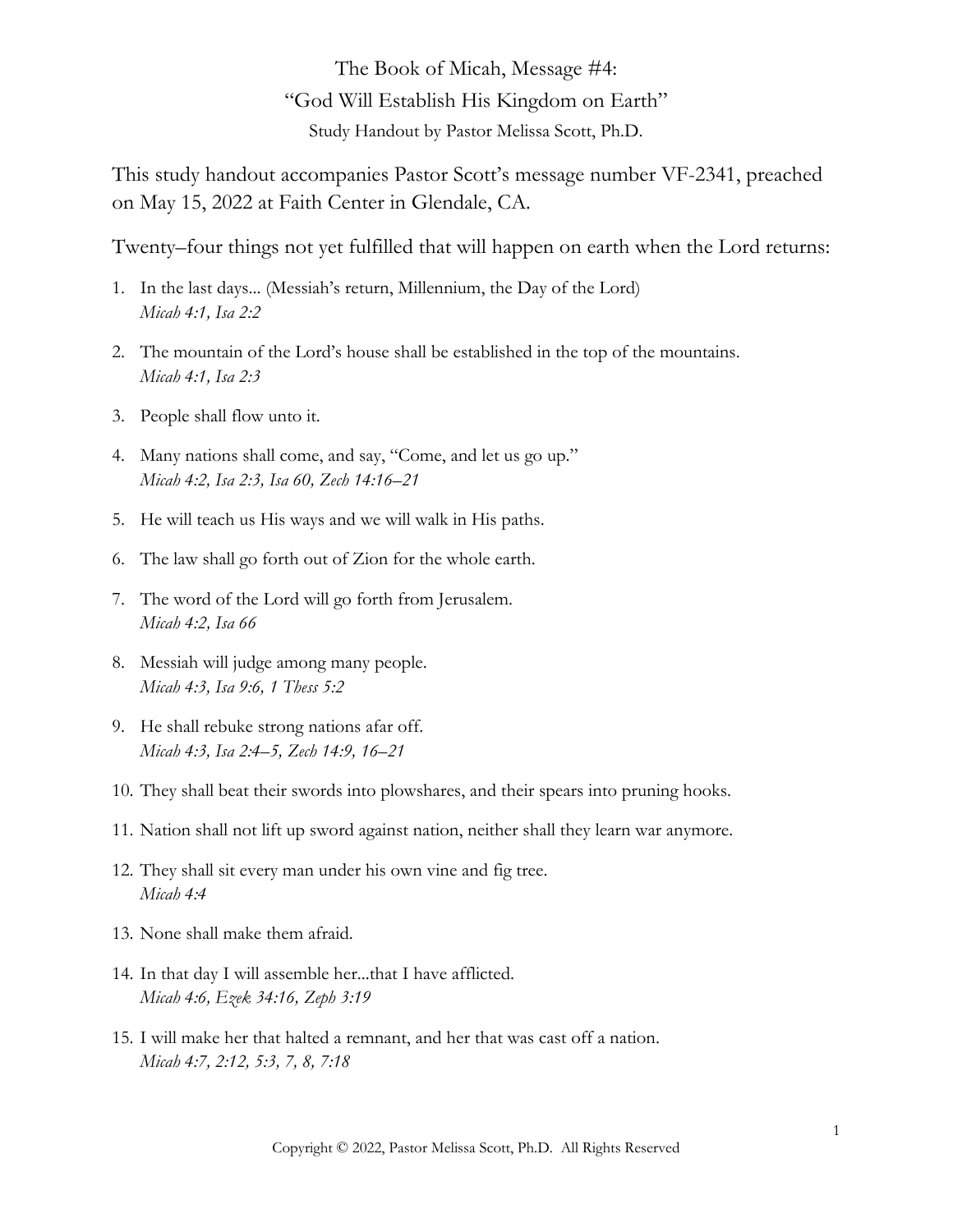# The Book of Micah, Message #4:
## "God Will Establish His Kingdom on Earth"
Study Handout by Pastor Melissa Scott, Ph.D.

This study handout accompanies Pastor Scott's message number VF-2341, preached on May 15, 2022 at Faith Center in Glendale, CA.

Twenty–four things not yet fulfilled that will happen on earth when the Lord returns:

1. In the last days... (Messiah's return, Millennium, the Day of the Lord)
   *Micah 4:1, Isa 2:2*
2. The mountain of the Lord's house shall be established in the top of the mountains.
   *Micah 4:1, Isa 2:3*
3. People shall flow unto it.
4. Many nations shall come, and say, "Come, and let us go up."
   *Micah 4:2, Isa 2:3, Isa 60, Zech 14:16–21*
5. He will teach us His ways and we will walk in His paths.
6. The law shall go forth out of Zion for the whole earth.
7. The word of the Lord will go forth from Jerusalem.
   *Micah 4:2, Isa 66*
8. Messiah will judge among many people.
   *Micah 4:3, Isa 9:6, 1 Thess 5:2*
9. He shall rebuke strong nations afar off.
   *Micah 4:3, Isa 2:4–5, Zech 14:9, 16–21*
10. They shall beat their swords into plowshares, and their spears into pruning hooks.
11. Nation shall not lift up sword against nation, neither shall they learn war anymore.
12. They shall sit every man under his own vine and fig tree.
    *Micah 4:4*
13. None shall make them afraid.
14. In that day I will assemble her...that I have afflicted.
    *Micah 4:6, Ezek 34:16, Zeph 3:19*
15. I will make her that halted a remnant, and her that was cast off a nation.
    *Micah 4:7, 2:12, 5:3, 7, 8, 7:18*

Copyright © 2022, Pastor Melissa Scott, Ph.D. All Rights Reserved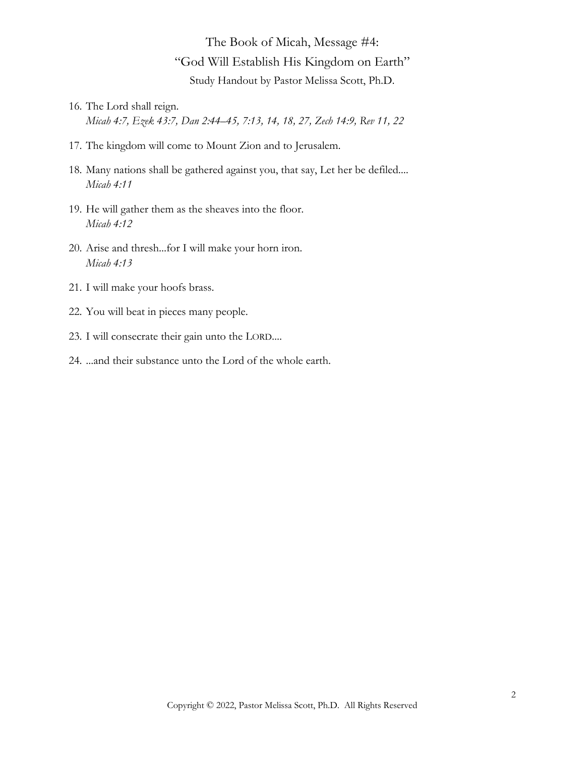The Book of Micah, Message #4:
"God Will Establish His Kingdom on Earth"
Study Handout by Pastor Melissa Scott, Ph.D.

16. The Lord shall reign.
    *Micah 4:7, Ezek 43:7, Dan 2:44–45, 7:13, 14, 18, 27, Zech 14:9, Rev 11, 22*

17. The kingdom will come to Mount Zion and to Jerusalem.

18. Many nations shall be gathered against you, that say, Let her be defiled....
    *Micah 4:11*

19. He will gather them as the sheaves into the floor.
    *Micah 4:12*

20. Arise and thresh...for I will make your horn iron.
    *Micah 4:13*

21. I will make your hoofs brass.

22. You will beat in pieces many people.

23. I will consecrate their gain unto the LORD....

24. ...and their substance unto the Lord of the whole earth.

Copyright © 2022, Pastor Melissa Scott, Ph.D. All Rights Reserved